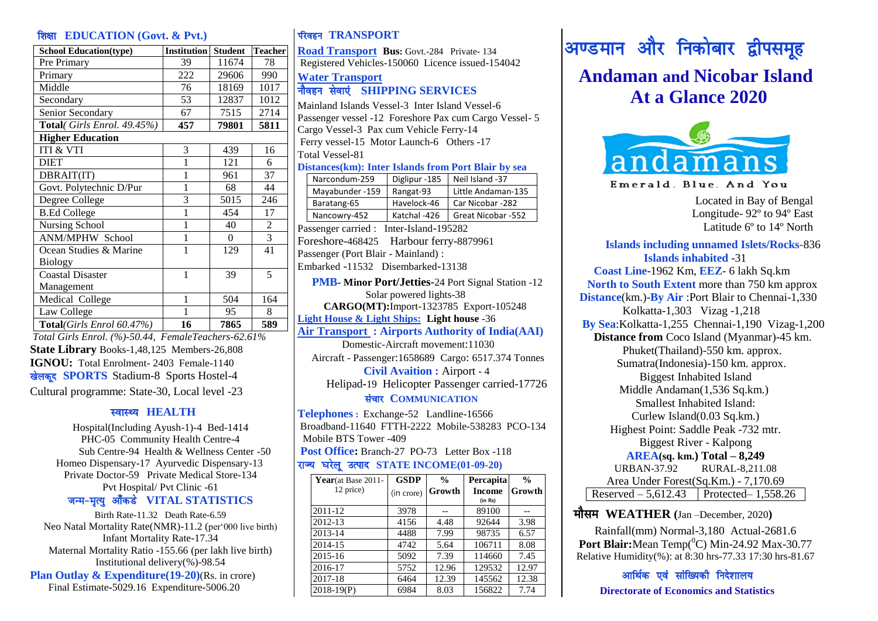## शिक्षा EDUCATION (Govt. & Pvt.)

| School Education(type) | Institution | Student | Teacher |
|---|---|---|---|
| Pre Primary | 39 | 11674 | 78 |
| Primary | 222 | 29606 | 990 |
| Middle | 76 | 18169 | 1017 |
| Secondary | 53 | 12837 | 1012 |
| Senior Secondary | 67 | 7515 | 2714 |
| **Total**(*Girls Enrol. 49.45%*) | **457** | **79801** | **5811** |
| **Higher Education** | | | |
| ITI & VTI | 3 | 439 | 16 |
| DIET | 1 | 121 | 6 |
| DBRAIT(IT) | 1 | 961 | 37 |
| Govt. Polytechnic D/Pur | 1 | 68 | 44 |
| Degree College | 3 | 5015 | 246 |
| B.Ed College | 1 | 454 | 17 |
| Nursing School | 1 | 40 | 2 |
| ANM/MPHW School | 1 | 0 | 3 |
| Ocean Studies & Marine Biology | 1 | 129 | 41 |
| Coastal Disaster Management | 1 | 39 | 5 |
| Medical College | 1 | 504 | 164 |
| Law College | 1 | 95 | 8 |
| **Total**(*Girls Enrol 60.47%*) | **16** | **7865** | **589** |

*Total Girls Enrol. (%)-50.44, FemaleTeachers-62.61%*

**State Library** Books-1,48,125 Members-26,808

**IGNOU:** Total Enrolment- 2403 Female-1140

खेलकूद **SPORTS** Stadium-8 Sports Hostel-4

Cultural programme: State-30, Local level -23

## स्वास्थ्य HEALTH

Hospital(Including Ayush-1)-4 Bed-1414
PHC-05 Community Health Centre-4
Sub Centre-94 Health & Wellness Center -50
Homeo Dispensary-17 Ayurvedic Dispensary-13
Private Doctor-59 Private Medical Store-134
Pvt Hospital/ Pvt Clinic -61

## जन्म-मृत्यु आँकड़े VITAL STATISTICS

Birth Rate-11.32 Death Rate-6.59
Neo Natal Mortality Rate(NMR)-11.2 (per'000 live birth)
Infant Mortality Rate-17.34
Maternal Mortality Ratio -155.66 (per lakh live birth)
Institutional delivery(%)-98.54

**Plan Outlay & Expenditure(19-20)**(Rs. in crore)
Final Estimate-5029.16 Expenditure-5006.20

## परिवहन TRANSPORT

**Road Transport** **Bus:** Govt.-284 Private- 134
Registered Vehicles-150060 Licence issued-154042

**Water Transport**

### नौवहन सेवाएं SHIPPING SERVICES

Mainland Islands Vessel-3 Inter Island Vessel-6
Passenger vessel -12 Foreshore Pax cum Cargo Vessel- 5
Cargo Vessel-3 Pax cum Vehicle Ferry-14
Ferry vessel-15 Motor Launch-6 Others -17
Total Vessel-81

**Distances(km): Inter Islands from Port Blair by sea**

| | | |
|---|---|---|
| Narcondum-259 | Diglipur -185 | Neil Island -37 |
| Mayabunder -159 | Rangat-93 | Little Andaman-135 |
| Baratang-65 | Havelock-46 | Car Nicobar -282 |
| Nancowry-452 | Katchal -426 | Great Nicobar -552 |

Passenger carried : Inter-Island-195282
Foreshore-468425 Harbour ferry-8879961
Passenger (Port Blair - Mainland) :
Embarked -11532 Disembarked-13138

**PMB- Minor Port/Jetties**-24 Port Signal Station -12
Solar powered lights-38
**CARGO(MT):**Import-1323785 Export-105248

**Light House & Light Ships:** **Light house** -36

**Air Transport : Airports Authority of India(AAI)**
Domestic-Aircraft movement:11030
Aircraft - Passenger:1658689 Cargo: 6517.374 Tonnes

**Civil Avaition :** Airport - 4
Helipad-19 Helicopter Passenger carried-17726

## संचार COMMUNICATION

**Telephones** : Exchange-52 Landline-16566
Broadband-11640 FTTH-2222 Mobile-538283 PCO-134
Mobile BTS Tower -409

**Post Office:** Branch-27 PO-73 Letter Box -118

## राज्य घरेलू उत्पाद STATE INCOME(01-09-20)

| Year(at Base 2011-12 price) | GSDP (in crore) | % Growth | Percapita Income (in Rs) | % Growth |
|---|---|---|---|---|
| 2011-12 | 3978 | -- | 89100 | -- |
| 2012-13 | 4156 | 4.48 | 92644 | 3.98 |
| 2013-14 | 4488 | 7.99 | 98735 | 6.57 |
| 2014-15 | 4742 | 5.64 | 106711 | 8.08 |
| 2015-16 | 5092 | 7.39 | 114660 | 7.45 |
| 2016-17 | 5752 | 12.96 | 129532 | 12.97 |
| 2017-18 | 6464 | 12.39 | 145562 | 12.38 |
| 2018-19(P) | 6984 | 8.03 | 156822 | 7.74 |

# अण्डमान और निकोबार द्वीपसमूह

# Andaman and Nicobar Island At a Glance 2020

andamans
Emerald. Blue. And You

Located in Bay of Bengal
Longitude- 92º to 94º East
Latitude 6º to 14º North

**Islands including unnamed Islets/Rocks**-836
**Islands inhabited** -31
**Coast Line**-1962 Km, **EEZ**- 6 lakh Sq.km
**North to South Extent** more than 750 km approx
**Distance**(km.)-**By Air** :Port Blair to Chennai-1,330
Kolkatta-1,303 Vizag -1,218
**By Sea**:Kolkatta-1,255 Chennai-1,190 Vizag-1,200
**Distance from** Coco Island (Myanmar)-45 km.
Phuket(Thailand)-550 km. approx.
Sumatra(Indonesia)-150 km. approx.
Biggest Inhabited Island
Middle Andaman(1,536 Sq.km.)
Smallest Inhabited Island:
Curlew Island(0.03 Sq.km.)
Highest Point: Saddle Peak -732 mtr.
Biggest River - Kalpong
**AREA(sq. km.) Total – 8,249**
URBAN-37.92 RURAL-8,211.08
Area Under Forest(Sq.Km.) - 7,170.69

| | |
|---|---|
| Reserved – 5,612.43 | Protected– 1,558.26 |

## मौसम WEATHER (Jan –December, 2020)

Rainfall(mm) Normal-3,180 Actual-2681.6
**Port Blair:**Mean Temp($^0$C) Min-24.92 Max-30.77
Relative Humidity(%): at 8:30 hrs-77.33 17:30 hrs-81.67

आर्थिक एवं सांख्यिकी निदेशालय
**Directorate of Economics and Statistics**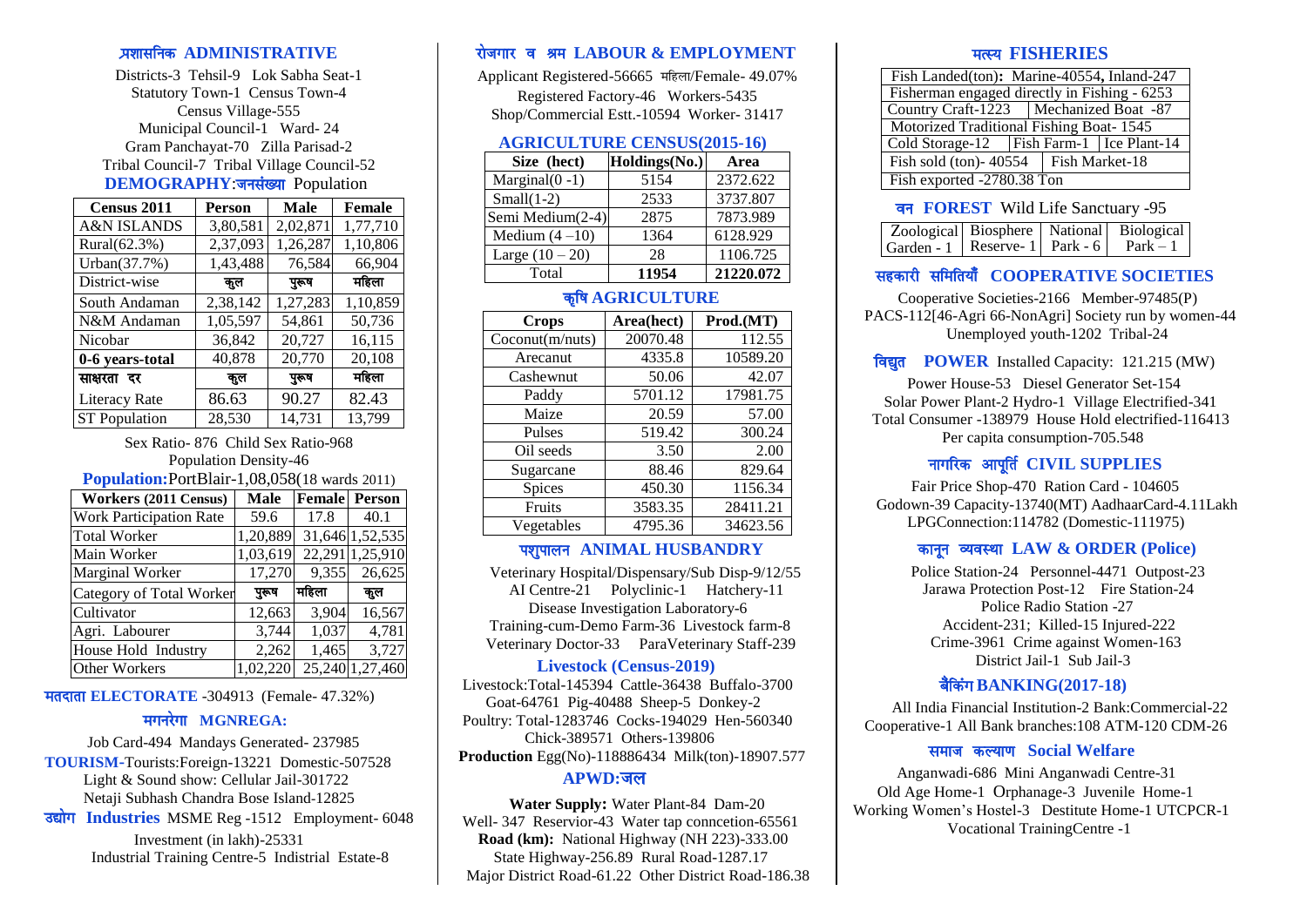## प्रशासनिक ADMINISTRATIVE

Districts-3 Tehsil-9 Lok Sabha Seat-1
Statutory Town-1 Census Town-4
Census Village-555
Municipal Council-1 Ward- 24
Gram Panchayat-70 Zilla Parisad-2
Tribal Council-7 Tribal Village Council-52

**DEMOGRAPHY:जनसंख्या** Population

| Census 2011 | Person | Male | Female |
|---|---|---|---|
| A&N ISLANDS | 3,80,581 | 2,02,871 | 1,77,710 |
| Rural(62.3%) | 2,37,093 | 1,26,287 | 1,10,806 |
| Urban(37.7%) | 1,43,488 | 76,584 | 66,904 |
| District-wise | कुल | पुरूष | महिला |
| South Andaman | 2,38,142 | 1,27,283 | 1,10,859 |
| N&M Andaman | 1,05,597 | 54,861 | 50,736 |
| Nicobar | 36,842 | 20,727 | 16,115 |
| **0-6 years-total** | 40,878 | 20,770 | 20,108 |
| साक्षरता दर | कुल | पुरूष | महिला |
| Literacy Rate | 86.63 | 90.27 | 82.43 |
| ST Population | 28,530 | 14,731 | 13,799 |

Sex Ratio- 876 Child Sex Ratio-968
Population Density-46

**Population:**PortBlair-1,08,058(18 wards 2011)

| Workers (2011 Census) | Male | Female | Person |
|---|---|---|---|
| Work Participation Rate | 59.6 | 17.8 | 40.1 |
| Total Worker | 1,20,889 | 31,646 | 1,52,535 |
| Main Worker | 1,03,619 | 22,291 | 1,25,910 |
| Marginal Worker | 17,270 | 9,355 | 26,625 |
| Category of Total Worker | पुरूष | महिला | कुल |
| Cultivator | 12,663 | 3,904 | 16,567 |
| Agri. Labourer | 3,744 | 1,037 | 4,781 |
| House Hold Industry | 2,262 | 1,465 | 3,727 |
| Other Workers | 1,02,220 | 25,240 | 1,27,460 |

**मतदाता ELECTORATE** -304913 (Female- 47.32%)

## मगनरेगा MGNREGA:

Job Card-494 Mandays Generated- 237985

**TOURISM**-Tourists:Foreign-13221 Domestic-507528
Light & Sound show: Cellular Jail-301722
Netaji Subhash Chandra Bose Island-12825

**उद्योग Industries** MSME Reg -1512 Employment- 6048
Investment (in lakh)-25331
Industrial Training Centre-5 Indistrial Estate-8

## रोजगार व श्रम LABOUR & EMPLOYMENT

Applicant Registered-56665 महिला/Female- 49.07%
Registered Factory-46 Workers-5435
Shop/Commercial Estt.-10594 Worker- 31417

## AGRICULTURE CENSUS(2015-16)

| Size (hect) | Holdings(No.) | Area |
|---|---|---|
| Marginal(0 -1) | 5154 | 2372.622 |
| Small(1-2) | 2533 | 3737.807 |
| Semi Medium(2-4) | 2875 | 7873.989 |
| Medium (4 –10) | 1364 | 6128.929 |
| Large (10 – 20) | 28 | 1106.725 |
| Total | **11954** | **21220.072** |

## कृषि AGRICULTURE

| Crops | Area(hect) | Prod.(MT) |
|---|---|---|
| Coconut(m/nuts) | 20070.48 | 112.55 |
| Arecanut | 4335.8 | 10589.20 |
| Cashewnut | 50.06 | 42.07 |
| Paddy | 5701.12 | 17981.75 |
| Maize | 20.59 | 57.00 |
| Pulses | 519.42 | 300.24 |
| Oil seeds | 3.50 | 2.00 |
| Sugarcane | 88.46 | 829.64 |
| Spices | 450.30 | 1156.34 |
| Fruits | 3583.35 | 28411.21 |
| Vegetables | 4795.36 | 34623.56 |

## पशुपालन ANIMAL HUSBANDRY

Veterinary Hospital/Dispensary/Sub Disp-9/12/55
AI Centre-21 Polyclinic-1 Hatchery-11
Disease Investigation Laboratory-6
Training-cum-Demo Farm-36 Livestock farm-8
Veterinary Doctor-33 ParaVeterinary Staff-239

### Livestock (Census-2019)

Livestock:Total-145394 Cattle-36438 Buffalo-3700
Goat-64761 Pig-40488 Sheep-5 Donkey-2
Poultry: Total-1283746 Cocks-194029 Hen-560340
Chick-389571 Others-139806
**Production** Egg(No)-118886434 Milk(ton)-18907.577

## APWD:जल

**Water Supply:** Water Plant-84 Dam-20
Well- 347 Reservior-43 Water tap conncetion-65561
**Road (km):** National Highway (NH 223)-333.00
State Highway-256.89 Rural Road-1287.17
Major District Road-61.22 Other District Road-186.38

## मत्स्य FISHERIES

| | | |
|---|---|---|
| Fish Landed(ton): Marine-40554, Inland-247 | | |
| Fisherman engaged directly in Fishing - 6253 | | |
| Country Craft-1223 | Mechanized Boat -87 | |
| Motorized Traditional Fishing Boat- 1545 | | |
| Cold Storage-12 | Fish Farm-1 | Ice Plant-14 |
| Fish sold (ton)- 40554 | Fish Market-18 | |
| Fish exported -2780.38 Ton | | |

## वन FOREST Wild Life Sanctuary -95

| | | | |
|---|---|---|---|
| Zoological Garden - 1 | Biosphere Reserve- 1 | National Park - 6 | Biological Park – 1 |

## सहकारी समितियाँ COOPERATIVE SOCIETIES

Cooperative Societies-2166 Member-97485(P)
PACS-112[46-Agri 66-NonAgri] Society run by women-44
Unemployed youth-1202 Tribal-24

**विद्युत POWER** Installed Capacity: 121.215 (MW)

Power House-53 Diesel Generator Set-154
Solar Power Plant-2 Hydro-1 Village Electrified-341
Total Consumer -138979 House Hold electrified-116413
Per capita consumption-705.548

## नागरिक आपूर्ति CIVIL SUPPLIES

Fair Price Shop-470 Ration Card - 104605
Godown-39 Capacity-13740(MT) AadhaarCard-4.11Lakh
LPGConnection:114782 (Domestic-111975)

## कानून व्यवस्था LAW & ORDER (Police)

Police Station-24 Personnel-4471 Outpost-23
Jarawa Protection Post-12 Fire Station-24
Police Radio Station -27
Accident-231; Killed-15 Injured-222
Crime-3961 Crime against Women-163
District Jail-1 Sub Jail-3

## बैंकिंग BANKING(2017-18)

All India Financial Institution-2 Bank:Commercial-22
Cooperative-1 All Bank branches:108 ATM-120 CDM-26

## समाज कल्याण Social Welfare

Anganwadi-686 Mini Anganwadi Centre-31
Old Age Home-1 Orphanage-3 Juvenile Home-1
Working Women's Hostel-3 Destitute Home-1 UTCPCR-1
Vocational TrainingCentre -1